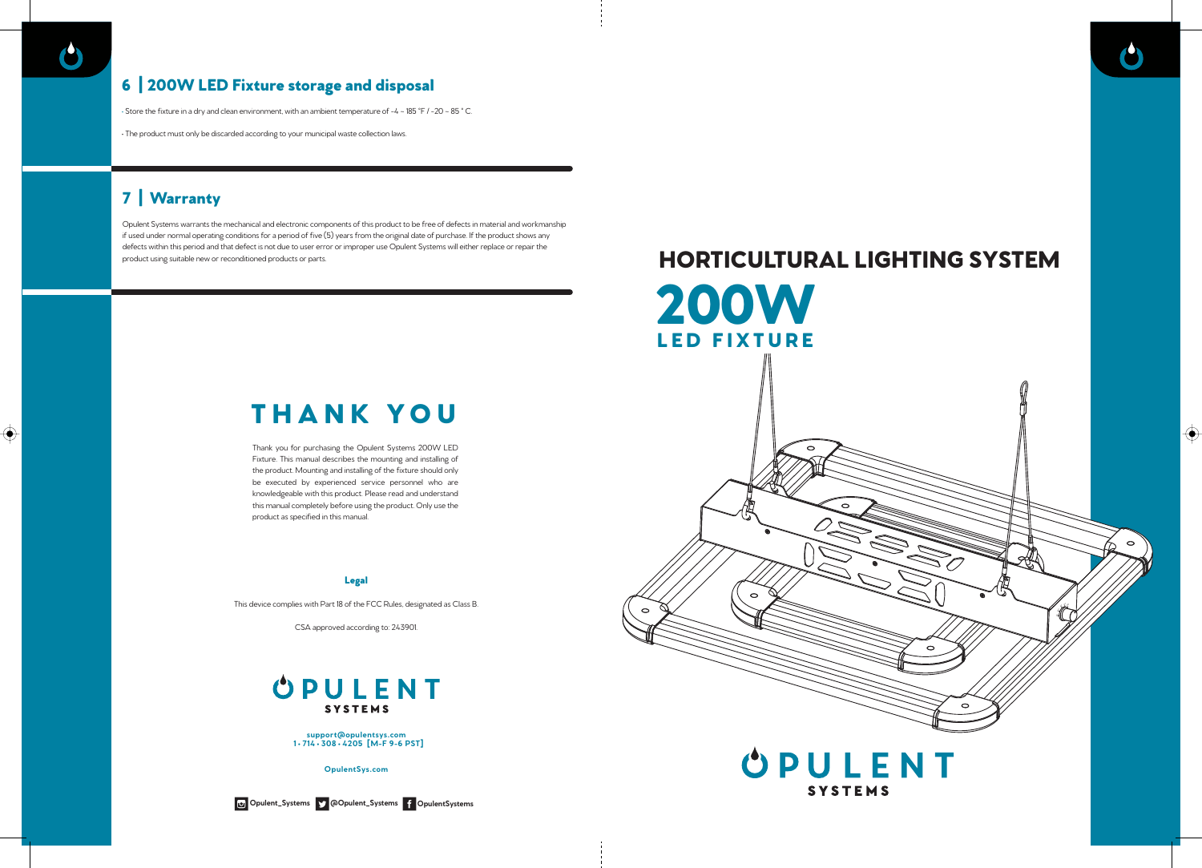## 6 | 200W LED Fixture storage and disposal

- Store the fixture in a dry and clean environment, with an ambient temperature of -4 – 185 °F / -20 – 85 ° C.

- The product must only be discarded according to your municipal waste collection laws.

## 7 | Warranty

Opulent Systems warrants the mechanical and electronic components of this product to be free of defects in material and workmanship if used under normal operating conditions for a period of five (5) years from the original date of purchase. If the product shows any defects within this period and that defect is not due to user error or improper use Opulent Systems will either replace or repair the product using suitable new or reconditioned products or parts.

# THANK YOU

Thank you for purchasing the Opulent Systems 200W LED Fixture. This manual describes the mounting and installing of the product. Mounting and installing of the fixture should only be executed by experienced service personnel who are knowledgeable with this product. Please read and understand this manual completely before using the product. Only use the product as specified in this manual.

### Legal

This device complies with Part 18 of the FCC Rules, designated as Class B.

CSA approved according to: 243901.

**OPULENT SYSTEMS**

**support@opulentsys.com**
**1 • 714 • 308 • 4205 [M-F 9-6 PST]**

**OpulentSys.com**

Opulent_Systems @Opulent_Systems OpulentSystems

# HORTICULTURAL LIGHTING SYSTEM

# 200W
## LED FIXTURE

**OPULENT SYSTEMS**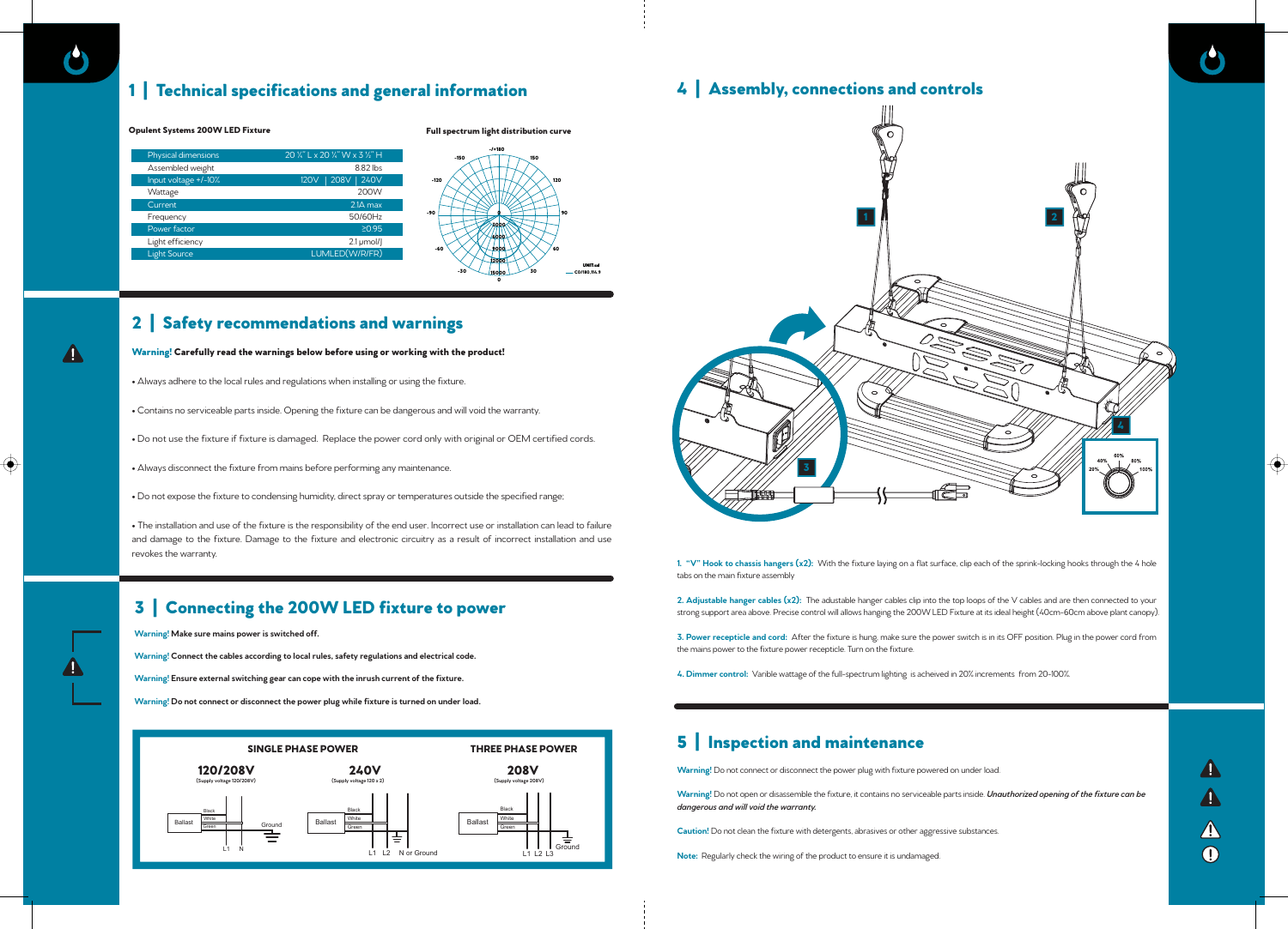## 1 | Technical specifications and general information

**Opulent Systems 200W LED Fixture**

| | |
|---|---|
| Physical dimensions | 20 ¼" L x 20 ¼" W x 3 ¼" H |
| Assembled weight | 8.82 lbs |
| Input voltage +/-10% | 120V \| 208V \| 240V |
| Wattage | 200W |
| Current | 2.1A max |
| Frequency | 50/60Hz |
| Power factor | ≥0.95 |
| Light efficiency | 2.1 µmol/J |
| Light Source | LUMLED(W/R/FR) |

**Full spectrum light distribution curve**

-/+180
-150
150
-120
120
-90
90
-60
60
-30
30
0
3000
6000
9000
12000
15000
UNIT:cd
CD/180,1%,9

## 2 | Safety recommendations and warnings

**Warning! Carefully read the warnings below before using or working with the product!**

- Always adhere to the local rules and regulations when installing or using the fixture.
- Contains no serviceable parts inside. Opening the fixture can be dangerous and will void the warranty.
- Do not use the fixture if fixture is damaged. Replace the power cord only with original or OEM certified cords.
- Always disconnect the fixture from mains before performing any maintenance.
- Do not expose the fixture to condensing humidity, direct spray or temperatures outside the specified range;
- The installation and use of the fixture is the responsibility of the end user. Incorrect use or installation can lead to failure and damage to the fixture. Damage to the fixture and electronic circuitry as a result of incorrect installation and use revokes the warranty.

## 3 | Connecting the 200W LED fixture to power

**Warning! Make sure mains power is switched off.**

**Warning! Connect the cables according to local rules, safety regulations and electrical code.**

**Warning! Ensure external switching gear can cope with the inrush current of the fixture.**

**Warning! Do not connect or disconnect the power plug while fixture is turned on under load.**

**SINGLE PHASE POWER**

**120/208V** (Supply voltage 120/208V)
Ballast
Black
White
Green
Ground
L1 N

**240V** (Supply voltage 120 x 2)
Ballast
Black
White
Green
L1 L2 N or Ground

**THREE PHASE POWER**

**208V** (Supply voltage 208V)
Ballast
Black
White
Green
Ground
L1 L2 L3

## 4 | Assembly, connections and controls

1
2
3
4
20%
40%
60%
80%
100%

**1. "V" Hook to chassis hangers (x2):** With the fixture laying on a flat surface, clip each of the sprink-locking hooks through the 4 hole tabs on the main fixture assembly

**2. Adjustable hanger cables (x2):** The adustable hanger cables clip into the top loops of the V cables and are then connected to your strong support area above. Precise control will allows hanging the 200W LED Fixture at its ideal height (40cm-60cm above plant canopy).

**3. Power recepticle and cord:** After the fixture is hung, make sure the power switch is in its OFF position. Plug in the power cord from the mains power to the fixture power recepticle. Turn on the fixture.

**4. Dimmer control:** Varible wattage of the full-spectrum lighting is acheived in 20% increments from 20-100%.

## 5 | Inspection and maintenance

**Warning!** Do not connect or disconnect the power plug with fixture powered on under load.

**Warning!** Do not open or disassemble the fixture, it contains no serviceable parts inside. ***Unauthorized opening of the fixture can be dangerous and will void the warranty.***

**Caution!** Do not clean the fixture with detergents, abrasives or other aggressive substances.

**Note:** Regularly check the wiring of the product to ensure it is undamaged.